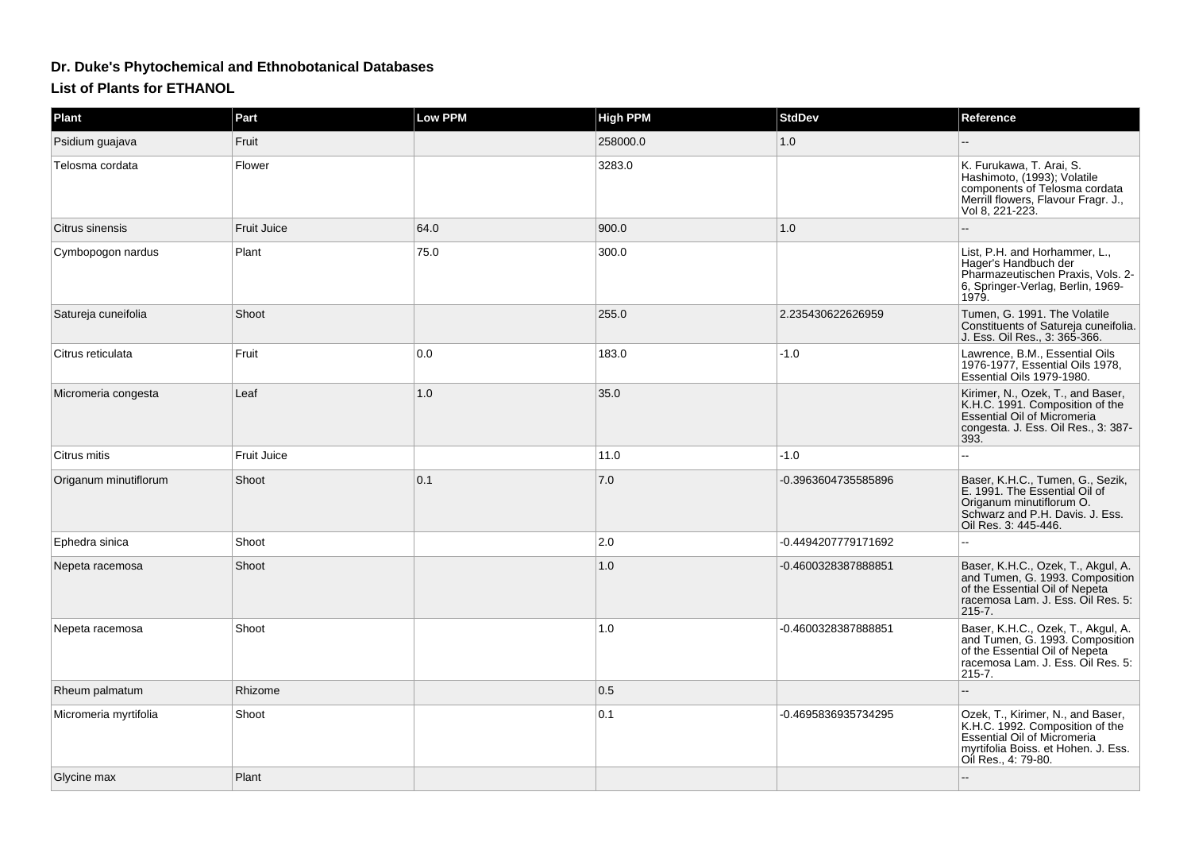# Dr. Duke's Phytochemical and Ethnobotanical Databases

## List of Plants for ETHANOL

| Plant | Part | Low PPM | High PPM | StdDev | Reference |
| --- | --- | --- | --- | --- | --- |
| Psidium guajava | Fruit | | 258000.0 | 1.0 | -- |
| Telosma cordata | Flower | | 3283.0 | | K. Furukawa, T. Arai, S. Hashimoto, (1993); Volatile components of Telosma cordata Merrill flowers, Flavour Fragr. J., Vol 8, 221-223. |
| Citrus sinensis | Fruit Juice | 64.0 | 900.0 | 1.0 | -- |
| Cymbopogon nardus | Plant | 75.0 | 300.0 | | List, P.H. and Horhammer, L., Hager's Handbuch der Pharmazeutischen Praxis, Vols. 2-6, Springer-Verlag, Berlin, 1969-1979. |
| Satureja cuneifolia | Shoot | | 255.0 | 2.235430622626959 | Tumen, G. 1991. The Volatile Constituents of Satureja cuneifolia. J. Ess. Oil Res., 3: 365-366. |
| Citrus reticulata | Fruit | 0.0 | 183.0 | -1.0 | Lawrence, B.M., Essential Oils 1976-1977, Essential Oils 1978, Essential Oils 1979-1980. |
| Micromeria congesta | Leaf | 1.0 | 35.0 | | Kirimer, N., Ozek, T., and Baser, K.H.C. 1991. Composition of the Essential Oil of Micromeria congesta. J. Ess. Oil Res., 3: 387-393. |
| Citrus mitis | Fruit Juice | | 11.0 | -1.0 | -- |
| Origanum minutiflorum | Shoot | 0.1 | 7.0 | -0.3963604735585896 | Baser, K.H.C., Tumen, G., Sezik, E. 1991. The Essential Oil of Origanum minutiflorum O. Schwarz and P.H. Davis. J. Ess. Oil Res. 3: 445-446. |
| Ephedra sinica | Shoot | | 2.0 | -0.4494207779171692 | -- |
| Nepeta racemosa | Shoot | | 1.0 | -0.4600328387888851 | Baser, K.H.C., Ozek, T., Akgul, A. and Tumen, G. 1993. Composition of the Essential Oil of Nepeta racemosa Lam. J. Ess. Oil Res. 5: 215-7. |
| Nepeta racemosa | Shoot | | 1.0 | -0.4600328387888851 | Baser, K.H.C., Ozek, T., Akgul, A. and Tumen, G. 1993. Composition of the Essential Oil of Nepeta racemosa Lam. J. Ess. Oil Res. 5: 215-7. |
| Rheum palmatum | Rhizome | | 0.5 | | -- |
| Micromeria myrtifolia | Shoot | | 0.1 | -0.4695836935734295 | Ozek, T., Kirimer, N., and Baser, K.H.C. 1992. Composition of the Essential Oil of Micromeria myrtifolia Boiss. et Hohen. J. Ess. Oil Res., 4: 79-80. |
| Glycine max | Plant | | | | -- |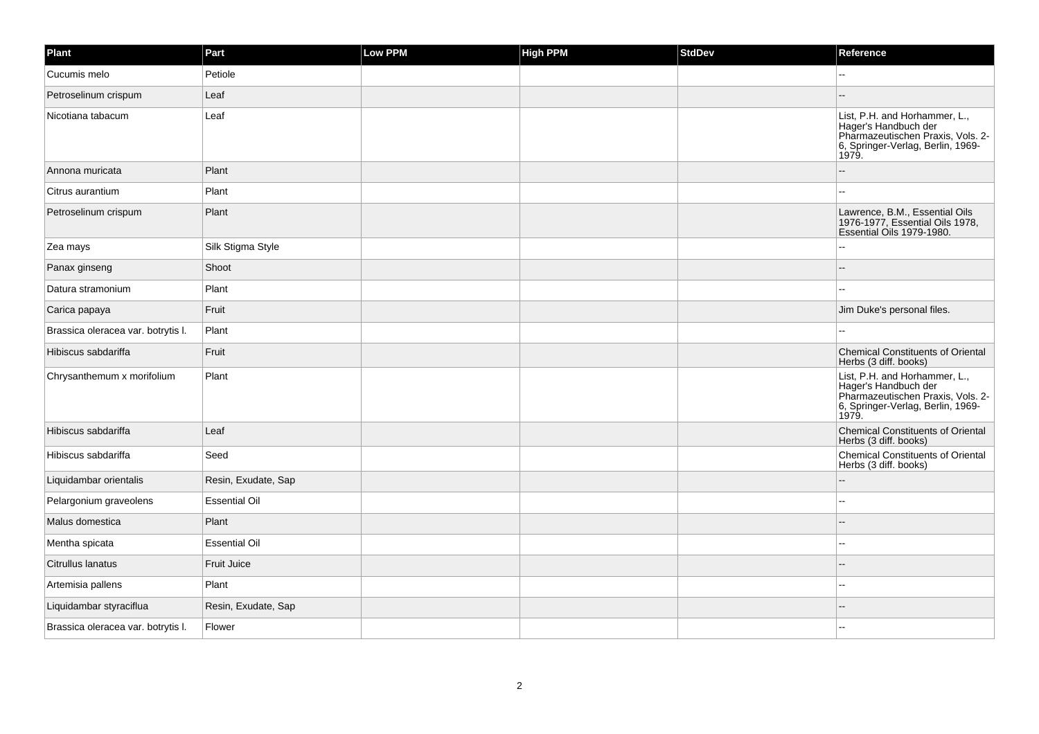| Plant | Part | Low PPM | High PPM | StdDev | Reference |
|---|---|---|---|---|---|
| Cucumis melo | Petiole | | | | -- |
| Petroselinum crispum | Leaf | | | | -- |
| Nicotiana tabacum | Leaf | | | | List, P.H. and Horhammer, L., Hager's Handbuch der Pharmazeutischen Praxis, Vols. 2-6, Springer-Verlag, Berlin, 1969-1979. |
| Annona muricata | Plant | | | | -- |
| Citrus aurantium | Plant | | | | -- |
| Petroselinum crispum | Plant | | | | Lawrence, B.M., Essential Oils 1976-1977, Essential Oils 1978, Essential Oils 1979-1980. |
| Zea mays | Silk Stigma Style | | | | -- |
| Panax ginseng | Shoot | | | | -- |
| Datura stramonium | Plant | | | | -- |
| Carica papaya | Fruit | | | | Jim Duke's personal files. |
| Brassica oleracea var. botrytis l. | Plant | | | | -- |
| Hibiscus sabdariffa | Fruit | | | | Chemical Constituents of Oriental Herbs (3 diff. books) |
| Chrysanthemum x morifolium | Plant | | | | List, P.H. and Horhammer, L., Hager's Handbuch der Pharmazeutischen Praxis, Vols. 2-6, Springer-Verlag, Berlin, 1969-1979. |
| Hibiscus sabdariffa | Leaf | | | | Chemical Constituents of Oriental Herbs (3 diff. books) |
| Hibiscus sabdariffa | Seed | | | | Chemical Constituents of Oriental Herbs (3 diff. books) |
| Liquidambar orientalis | Resin, Exudate, Sap | | | | -- |
| Pelargonium graveolens | Essential Oil | | | | -- |
| Malus domestica | Plant | | | | -- |
| Mentha spicata | Essential Oil | | | | -- |
| Citrullus lanatus | Fruit Juice | | | | -- |
| Artemisia pallens | Plant | | | | -- |
| Liquidambar styraciflua | Resin, Exudate, Sap | | | | -- |
| Brassica oleracea var. botrytis l. | Flower | | | | -- |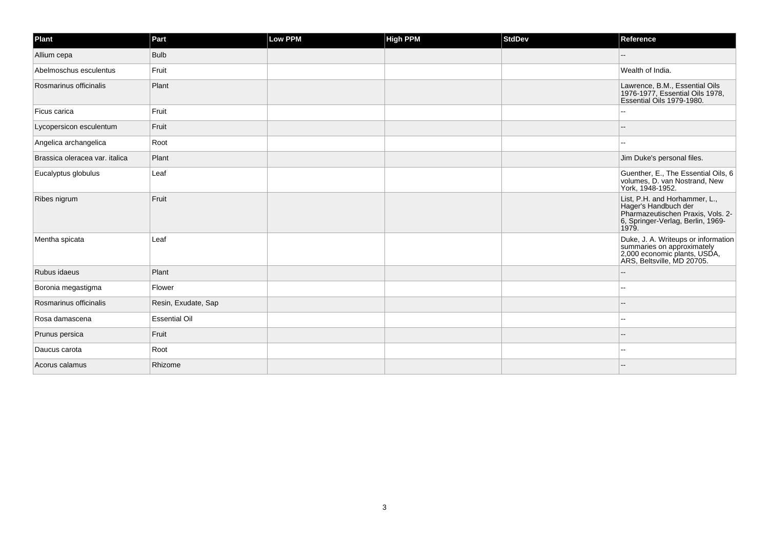| Plant | Part | Low PPM | High PPM | StdDev | Reference |
|---|---|---|---|---|---|
| Allium cepa | Bulb | | | | -- |
| Abelmoschus esculentus | Fruit | | | | Wealth of India. |
| Rosmarinus officinalis | Plant | | | | Lawrence, B.M., Essential Oils 1976-1977, Essential Oils 1978, Essential Oils 1979-1980. |
| Ficus carica | Fruit | | | | -- |
| Lycopersicon esculentum | Fruit | | | | -- |
| Angelica archangelica | Root | | | | -- |
| Brassica oleracea var. italica | Plant | | | | Jim Duke's personal files. |
| Eucalyptus globulus | Leaf | | | | Guenther, E., The Essential Oils, 6 volumes, D. van Nostrand, New York, 1948-1952. |
| Ribes nigrum | Fruit | | | | List, P.H. and Horhammer, L., Hager's Handbuch der Pharmazeutischen Praxis, Vols. 2-6, Springer-Verlag, Berlin, 1969-1979. |
| Mentha spicata | Leaf | | | | Duke, J. A. Writeups or information summaries on approximately 2,000 economic plants, USDA, ARS, Beltsville, MD 20705. |
| Rubus idaeus | Plant | | | | -- |
| Boronia megastigma | Flower | | | | -- |
| Rosmarinus officinalis | Resin, Exudate, Sap | | | | -- |
| Rosa damascena | Essential Oil | | | | -- |
| Prunus persica | Fruit | | | | -- |
| Daucus carota | Root | | | | -- |
| Acorus calamus | Rhizome | | | | -- |